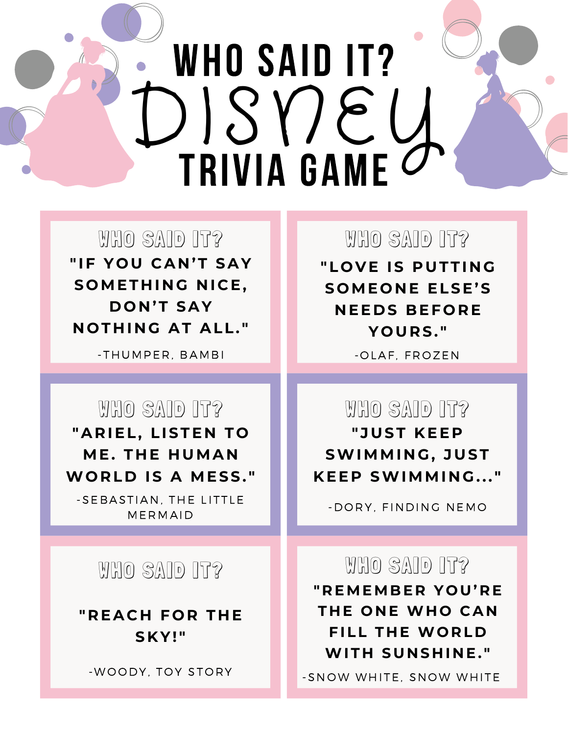# WHO SAID IT? DISNEY TRIVIA GAME

### WHO SAID IT?

**"IF YOU CAN'T SAY SOMETHING NICE, DON'T SAY NOTHING AT ALL."**

-THUMPER, BAMBI

### WHO SAID IT?

**"LOVE IS PUTTING SOMEONE ELSE'S NEEDS BEFORE YOURS."**

-OLAF, FROZEN

### WHO SAID IT?

**"ARIEL, LISTEN TO ME. THE HUMAN WORLD IS A MESS."**

-SEBASTIAN, THE LITTLE MERMAID

### WHO SAID IT?

**"JUST KEEP SWIMMING, JUST KEEP SWIMMING..."**

-DORY, FINDING NEMO

### WHO SAID IT?

**"REACH FOR THE SKY!"**

-WOODY, TOY STORY

### WHO SAID IT?

**"REMEMBER YOU'RE THE ONE WHO CAN FILL THE WORLD WITH SUNSHINE."**

-SNOW WHITE, SNOW WHITE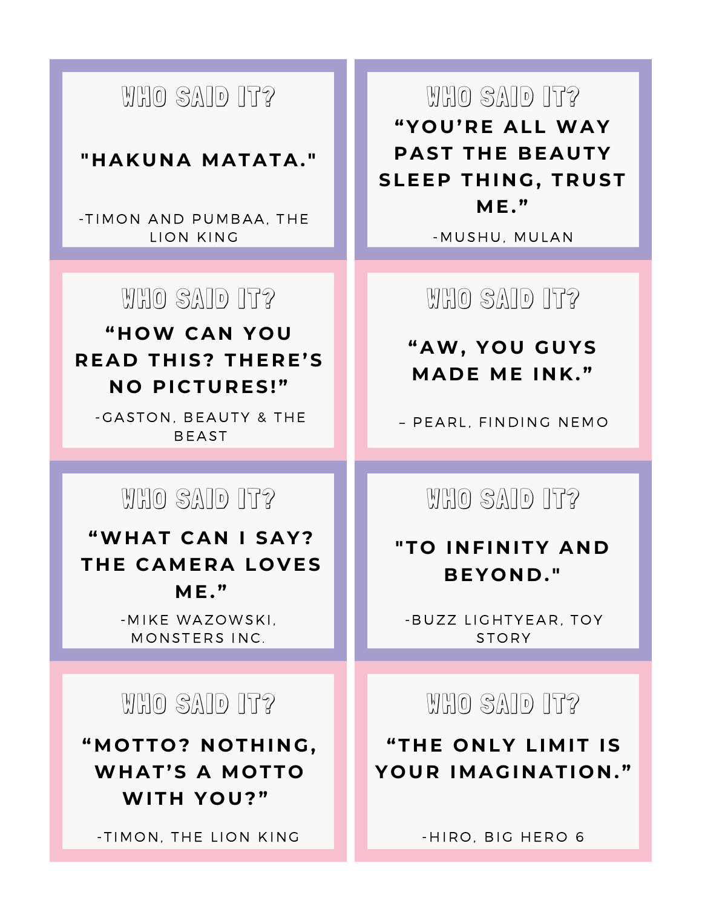## WHO SAID IT?

**"HAKUNA MATATA."**

-TIMON AND PUMBAA, THE LION KING

## WHO SAID IT?

**"YOU'RE ALL WAY PAST THE BEAUTY SLEEP THING, TRUST ME."**

-MUSHU, MULAN

## WHO SAID IT?

**"HOW CAN YOU READ THIS? THERE'S NO PICTURES!"**

-GASTON, BEAUTY & THE BEAST

## WHO SAID IT?

**"AW, YOU GUYS MADE ME INK."**

– PEARL, FINDING NEMO

## WHO SAID IT?

**"WHAT CAN I SAY? THE CAMERA LOVES ME."**

-MIKE WAZOWSKI, MONSTERS INC.

## WHO SAID IT?

**"TO INFINITY AND BEYOND."**

-BUZZ LIGHTYEAR, TOY STORY

## WHO SAID IT?

**"MOTTO? NOTHING, WHAT'S A MOTTO WITH YOU?"**

-TIMON, THE LION KING

## WHO SAID IT?

**"THE ONLY LIMIT IS YOUR IMAGINATION."**

-HIRO, BIG HERO 6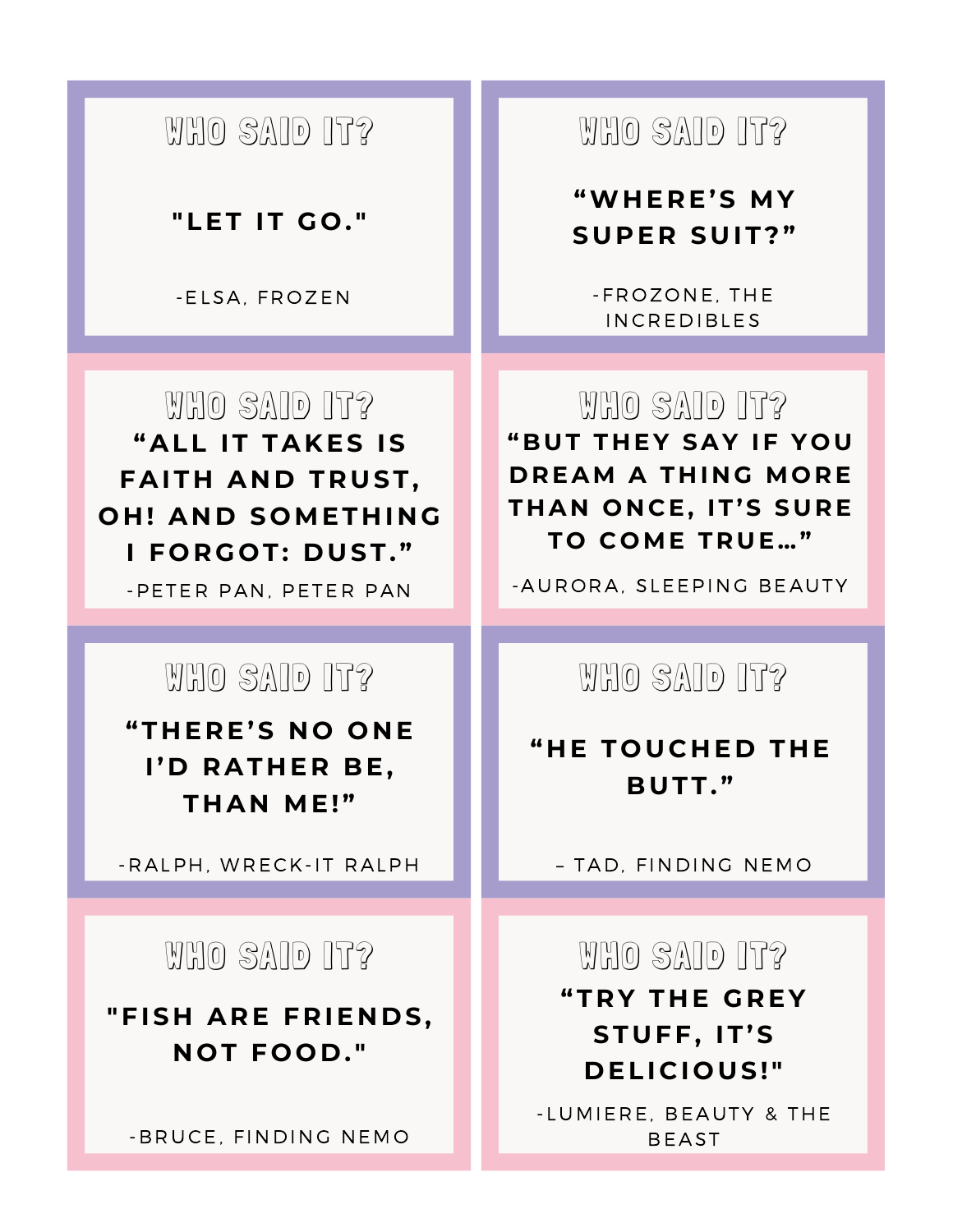## WHO SAID IT?

**"LET IT GO."**

-ELSA, FROZEN

## WHO SAID IT?

**"WHERE'S MY SUPER SUIT?"**

-FROZONE, THE INCREDIBLES

## WHO SAID IT?

**"ALL IT TAKES IS FAITH AND TRUST, OH! AND SOMETHING I FORGOT: DUST."**

-PETER PAN, PETER PAN

## WHO SAID IT?

**"BUT THEY SAY IF YOU DREAM A THING MORE THAN ONCE, IT'S SURE TO COME TRUE…"**

-AURORA, SLEEPING BEAUTY

## WHO SAID IT?

**"THERE'S NO ONE I'D RATHER BE, THAN ME!"**

-RALPH, WRECK-IT RALPH

## WHO SAID IT?

**"HE TOUCHED THE BUTT."**

– TAD, FINDING NEMO

## WHO SAID IT?

**"FISH ARE FRIENDS, NOT FOOD."**

-BRUCE, FINDING NEMO

## WHO SAID IT?

**"TRY THE GREY STUFF, IT'S DELICIOUS!"**

-LUMIERE, BEAUTY & THE BEAST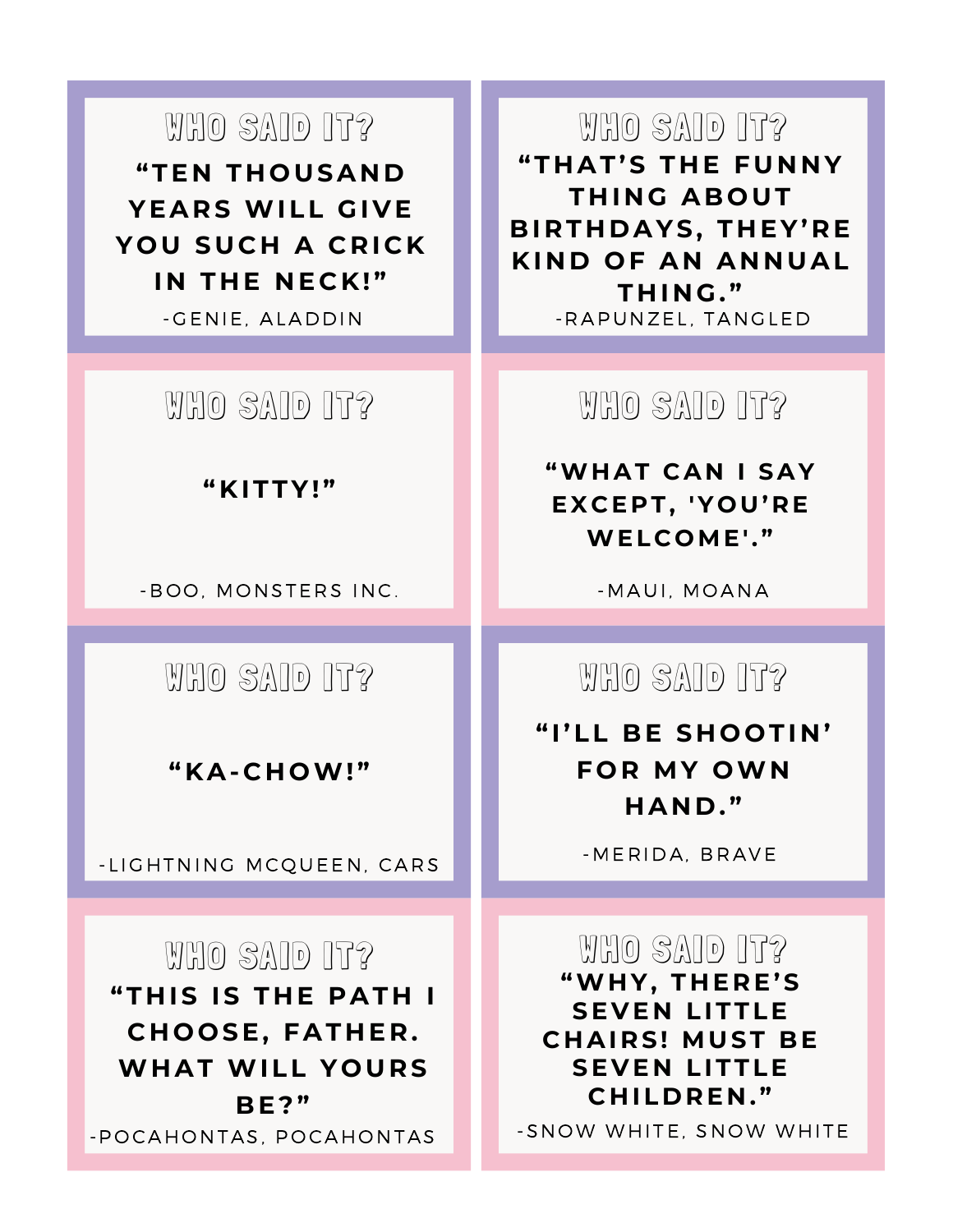## WHO SAID IT?

**"TEN THOUSAND YEARS WILL GIVE YOU SUCH A CRICK IN THE NECK!"**

-GENIE, ALADDIN

## WHO SAID IT?

**"THAT'S THE FUNNY THING ABOUT BIRTHDAYS, THEY'RE KIND OF AN ANNUAL THING."**

-RAPUNZEL, TANGLED

## WHO SAID IT?

**"KITTY!"**

-BOO, MONSTERS INC.

## WHO SAID IT?

**"WHAT CAN I SAY EXCEPT, 'YOU'RE WELCOME'."**

-MAUI, MOANA

## WHO SAID IT?

**"KA-CHOW!"**

-LIGHTNING MCQUEEN, CARS

## WHO SAID IT?

**"I'LL BE SHOOTIN' FOR MY OWN HAND."**

-MERIDA, BRAVE

## WHO SAID IT?

**"THIS IS THE PATH I CHOOSE, FATHER. WHAT WILL YOURS BE?"**

-POCAHONTAS, POCAHONTAS

## WHO SAID IT?

**"WHY, THERE'S SEVEN LITTLE CHAIRS! MUST BE SEVEN LITTLE CHILDREN."**

-SNOW WHITE, SNOW WHITE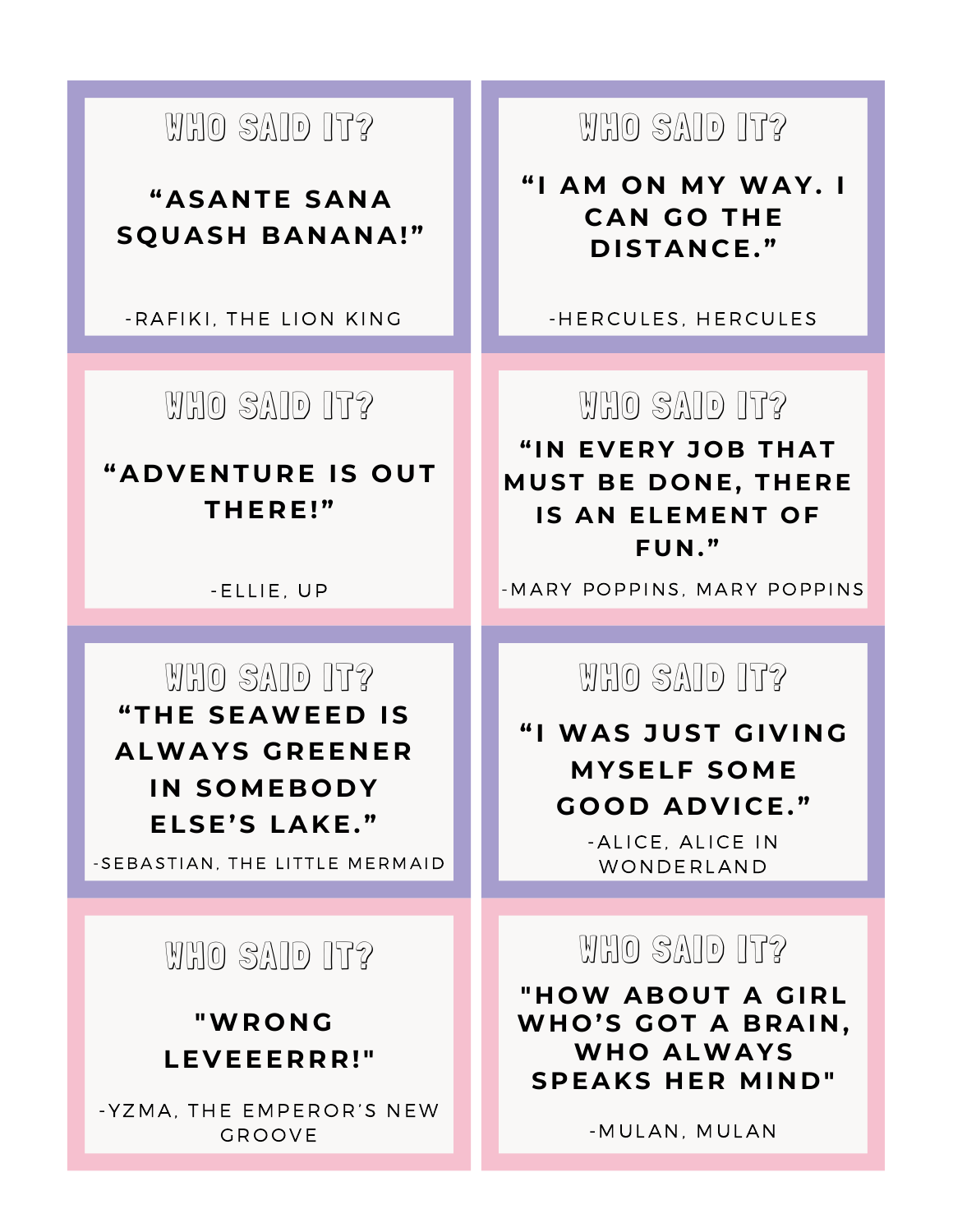## WHO SAID IT?

**"ASANTE SANA SQUASH BANANA!"**

-RAFIKI, THE LION KING

## WHO SAID IT?

**"I AM ON MY WAY. I CAN GO THE DISTANCE."**

-HERCULES, HERCULES

## WHO SAID IT?

**"ADVENTURE IS OUT THERE!"**

-ELLIE, UP

## WHO SAID IT?

**"IN EVERY JOB THAT MUST BE DONE, THERE IS AN ELEMENT OF FUN."**

-MARY POPPINS, MARY POPPINS

## WHO SAID IT?

**"THE SEAWEED IS ALWAYS GREENER IN SOMEBODY ELSE'S LAKE."**

-SEBASTIAN, THE LITTLE MERMAID

## WHO SAID IT?

**"I WAS JUST GIVING MYSELF SOME GOOD ADVICE."**

-ALICE, ALICE IN WONDERLAND

## WHO SAID IT?

**"WRONG LEVEEERRR!"**

-YZMA, THE EMPEROR'S NEW GROOVE

## WHO SAID IT?

**"HOW ABOUT A GIRL WHO'S GOT A BRAIN, WHO ALWAYS SPEAKS HER MIND"**

-MULAN, MULAN